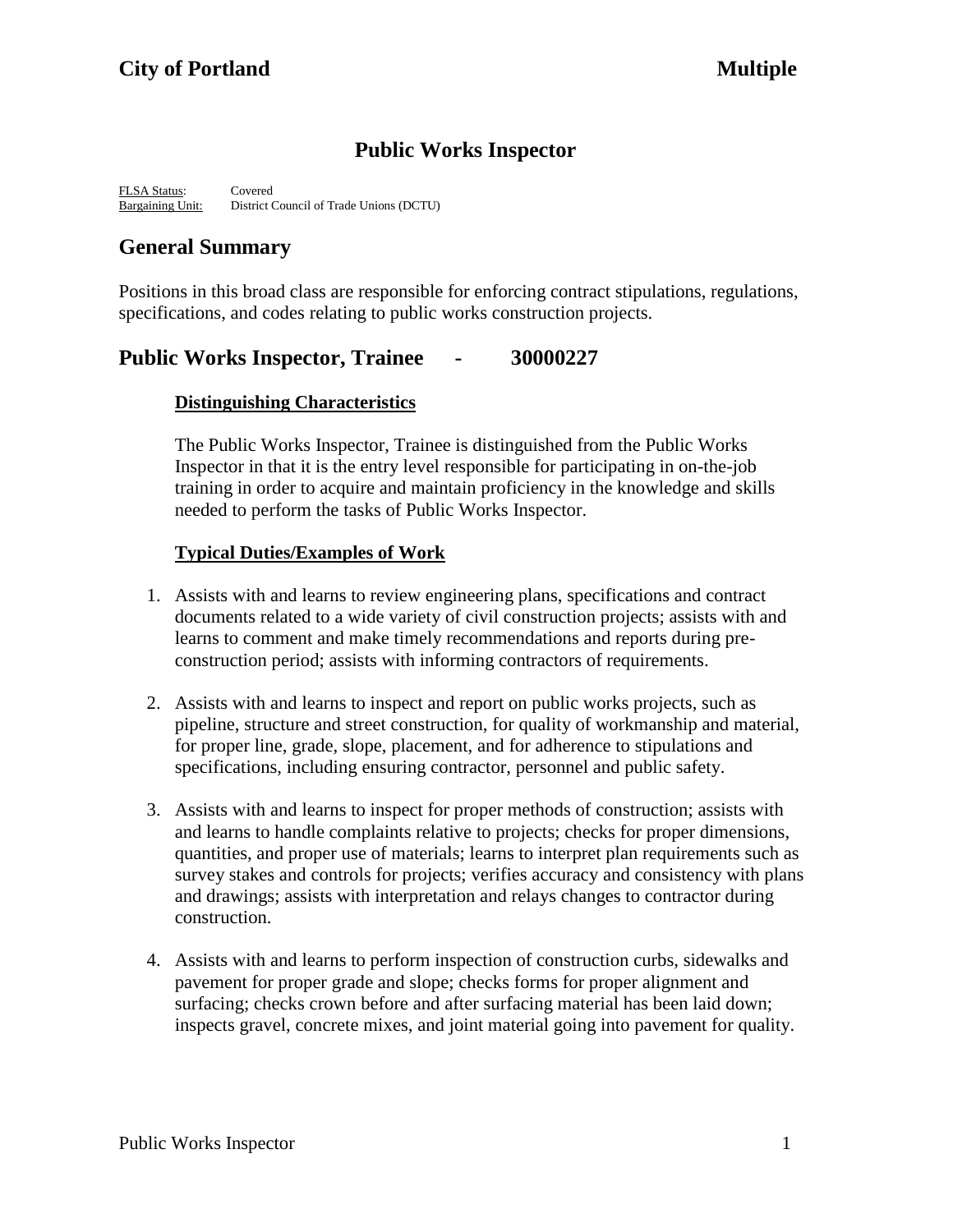City of Portland **Multiple**

# Public Works Inspector

FLSA Status: Covered
Bargaining Unit: District Council of Trade Unions (DCTU)

## General Summary

Positions in this broad class are responsible for enforcing contract stipulations, regulations, specifications, and codes relating to public works construction projects.

## Public Works Inspector, Trainee - 30000227

### Distinguishing Characteristics

The Public Works Inspector, Trainee is distinguished from the Public Works Inspector in that it is the entry level responsible for participating in on-the-job training in order to acquire and maintain proficiency in the knowledge and skills needed to perform the tasks of Public Works Inspector.

### Typical Duties/Examples of Work

1. Assists with and learns to review engineering plans, specifications and contract documents related to a wide variety of civil construction projects; assists with and learns to comment and make timely recommendations and reports during pre-construction period; assists with informing contractors of requirements.

2. Assists with and learns to inspect and report on public works projects, such as pipeline, structure and street construction, for quality of workmanship and material, for proper line, grade, slope, placement, and for adherence to stipulations and specifications, including ensuring contractor, personnel and public safety.

3. Assists with and learns to inspect for proper methods of construction; assists with and learns to handle complaints relative to projects; checks for proper dimensions, quantities, and proper use of materials; learns to interpret plan requirements such as survey stakes and controls for projects; verifies accuracy and consistency with plans and drawings; assists with interpretation and relays changes to contractor during construction.

4. Assists with and learns to perform inspection of construction curbs, sidewalks and pavement for proper grade and slope; checks forms for proper alignment and surfacing; checks crown before and after surfacing material has been laid down; inspects gravel, concrete mixes, and joint material going into pavement for quality.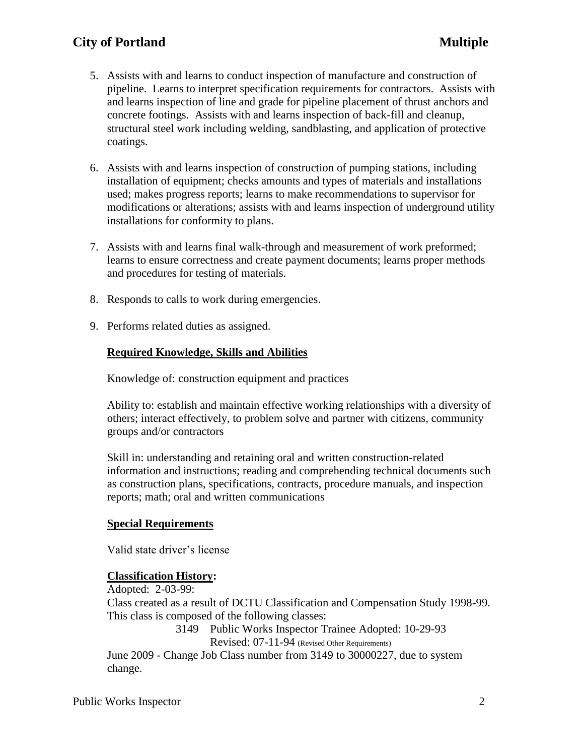5. Assists with and learns to conduct inspection of manufacture and construction of pipeline. Learns to interpret specification requirements for contractors. Assists with and learns inspection of line and grade for pipeline placement of thrust anchors and concrete footings. Assists with and learns inspection of back-fill and cleanup, structural steel work including welding, sandblasting, and application of protective coatings.

6. Assists with and learns inspection of construction of pumping stations, including installation of equipment; checks amounts and types of materials and installations used; makes progress reports; learns to make recommendations to supervisor for modifications or alterations; assists with and learns inspection of underground utility installations for conformity to plans.

7. Assists with and learns final walk-through and measurement of work preformed; learns to ensure correctness and create payment documents; learns proper methods and procedures for testing of materials.

8. Responds to calls to work during emergencies.

9. Performs related duties as assigned.

**Required Knowledge, Skills and Abilities**

Knowledge of: construction equipment and practices

Ability to: establish and maintain effective working relationships with a diversity of others; interact effectively, to problem solve and partner with citizens, community groups and/or contractors

Skill in: understanding and retaining oral and written construction-related information and instructions; reading and comprehending technical documents such as construction plans, specifications, contracts, procedure manuals, and inspection reports; math; oral and written communications

**Special Requirements**

Valid state driver's license

**Classification History:**

Adopted: 2-03-99:
Class created as a result of DCTU Classification and Compensation Study 1998-99. This class is composed of the following classes:

3149 Public Works Inspector Trainee Adopted: 10-29-93
Revised: 07-11-94 (Revised Other Requirements)

June 2009 - Change Job Class number from 3149 to 30000227, due to system change.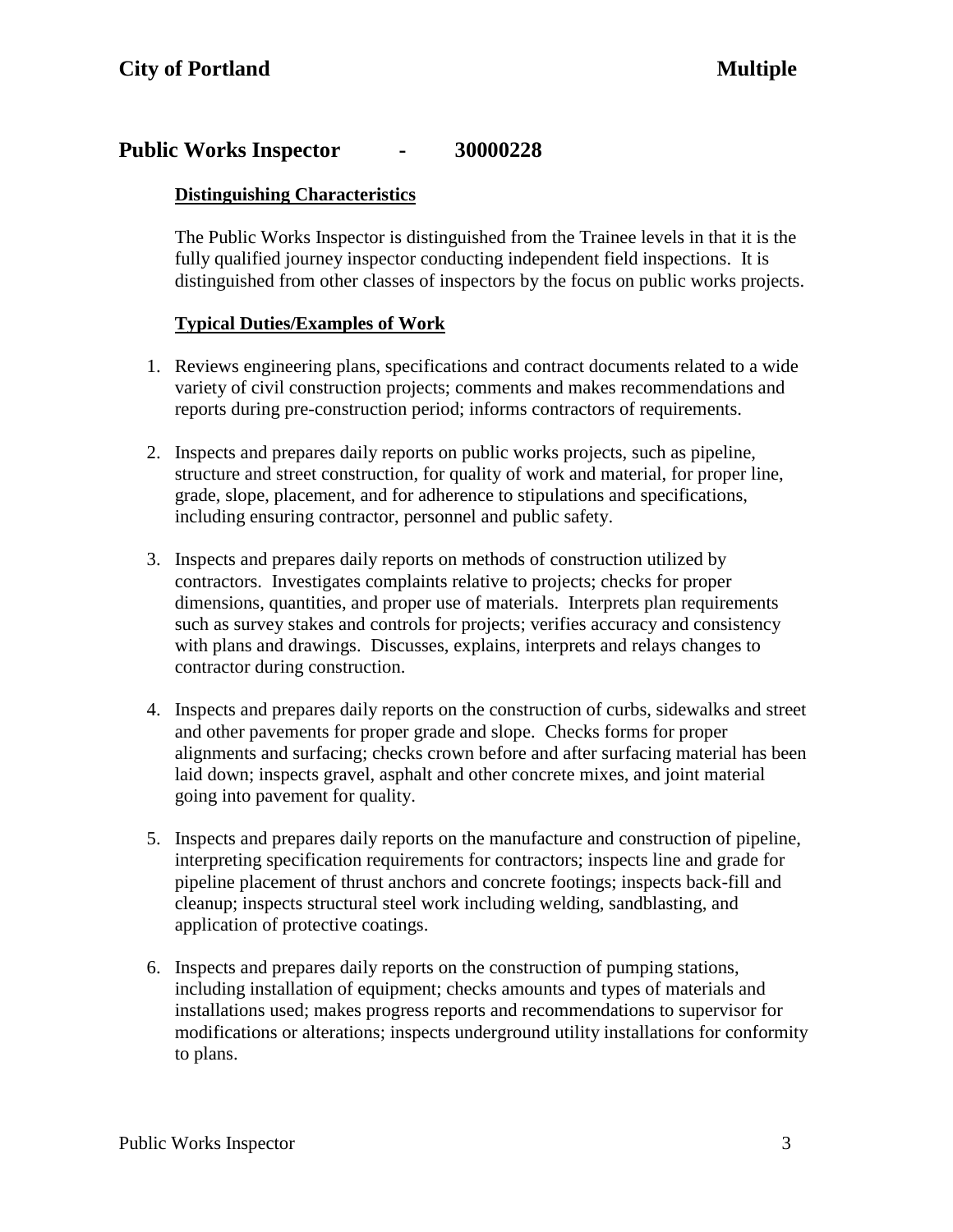## Public Works Inspector - 30000228

### Distinguishing Characteristics

The Public Works Inspector is distinguished from the Trainee levels in that it is the fully qualified journey inspector conducting independent field inspections. It is distinguished from other classes of inspectors by the focus on public works projects.

### Typical Duties/Examples of Work

1. Reviews engineering plans, specifications and contract documents related to a wide variety of civil construction projects; comments and makes recommendations and reports during pre-construction period; informs contractors of requirements.

2. Inspects and prepares daily reports on public works projects, such as pipeline, structure and street construction, for quality of work and material, for proper line, grade, slope, placement, and for adherence to stipulations and specifications, including ensuring contractor, personnel and public safety.

3. Inspects and prepares daily reports on methods of construction utilized by contractors. Investigates complaints relative to projects; checks for proper dimensions, quantities, and proper use of materials. Interprets plan requirements such as survey stakes and controls for projects; verifies accuracy and consistency with plans and drawings. Discusses, explains, interprets and relays changes to contractor during construction.

4. Inspects and prepares daily reports on the construction of curbs, sidewalks and street and other pavements for proper grade and slope. Checks forms for proper alignments and surfacing; checks crown before and after surfacing material has been laid down; inspects gravel, asphalt and other concrete mixes, and joint material going into pavement for quality.

5. Inspects and prepares daily reports on the manufacture and construction of pipeline, interpreting specification requirements for contractors; inspects line and grade for pipeline placement of thrust anchors and concrete footings; inspects back-fill and cleanup; inspects structural steel work including welding, sandblasting, and application of protective coatings.

6. Inspects and prepares daily reports on the construction of pumping stations, including installation of equipment; checks amounts and types of materials and installations used; makes progress reports and recommendations to supervisor for modifications or alterations; inspects underground utility installations for conformity to plans.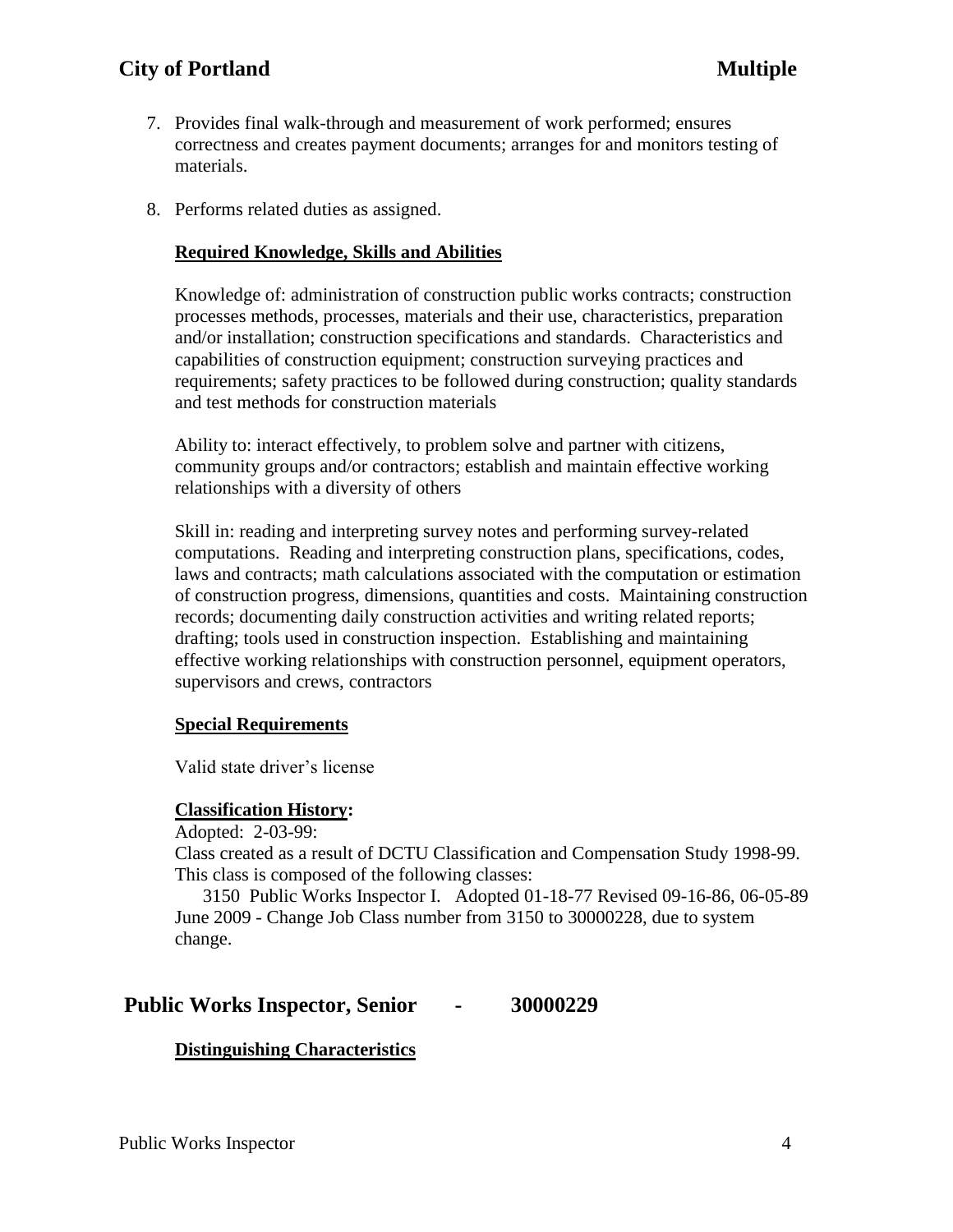7. Provides final walk-through and measurement of work performed; ensures correctness and creates payment documents; arranges for and monitors testing of materials.

8. Performs related duties as assigned.

**Required Knowledge, Skills and Abilities**

Knowledge of: administration of construction public works contracts; construction processes methods, processes, materials and their use, characteristics, preparation and/or installation; construction specifications and standards. Characteristics and capabilities of construction equipment; construction surveying practices and requirements; safety practices to be followed during construction; quality standards and test methods for construction materials

Ability to: interact effectively, to problem solve and partner with citizens, community groups and/or contractors; establish and maintain effective working relationships with a diversity of others

Skill in: reading and interpreting survey notes and performing survey-related computations. Reading and interpreting construction plans, specifications, codes, laws and contracts; math calculations associated with the computation or estimation of construction progress, dimensions, quantities and costs. Maintaining construction records; documenting daily construction activities and writing related reports; drafting; tools used in construction inspection. Establishing and maintaining effective working relationships with construction personnel, equipment operators, supervisors and crews, contractors

**Special Requirements**

Valid state driver's license

**Classification History:**

Adopted: 2-03-99:
Class created as a result of DCTU Classification and Compensation Study 1998-99. This class is composed of the following classes:
3150 Public Works Inspector I. Adopted 01-18-77 Revised 09-16-86, 06-05-89
June 2009 - Change Job Class number from 3150 to 30000228, due to system change.

## Public Works Inspector, Senior - 30000229

**Distinguishing Characteristics**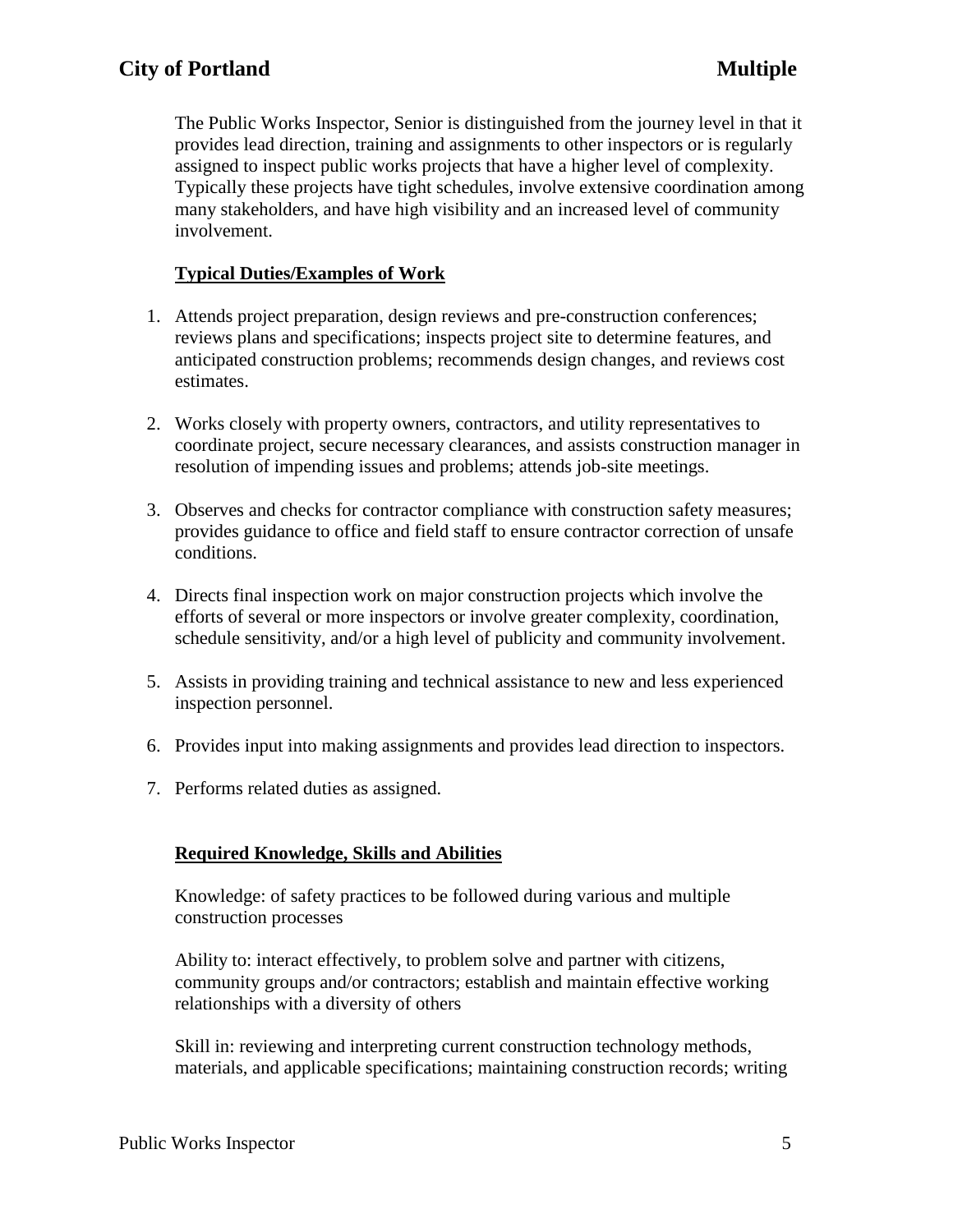The Public Works Inspector, Senior is distinguished from the journey level in that it provides lead direction, training and assignments to other inspectors or is regularly assigned to inspect public works projects that have a higher level of complexity. Typically these projects have tight schedules, involve extensive coordination among many stakeholders, and have high visibility and an increased level of community involvement.

**Typical Duties/Examples of Work**

1. Attends project preparation, design reviews and pre-construction conferences; reviews plans and specifications; inspects project site to determine features, and anticipated construction problems; recommends design changes, and reviews cost estimates.

2. Works closely with property owners, contractors, and utility representatives to coordinate project, secure necessary clearances, and assists construction manager in resolution of impending issues and problems; attends job-site meetings.

3. Observes and checks for contractor compliance with construction safety measures; provides guidance to office and field staff to ensure contractor correction of unsafe conditions.

4. Directs final inspection work on major construction projects which involve the efforts of several or more inspectors or involve greater complexity, coordination, schedule sensitivity, and/or a high level of publicity and community involvement.

5. Assists in providing training and technical assistance to new and less experienced inspection personnel.

6. Provides input into making assignments and provides lead direction to inspectors.

7. Performs related duties as assigned.

**Required Knowledge, Skills and Abilities**

Knowledge: of safety practices to be followed during various and multiple construction processes

Ability to: interact effectively, to problem solve and partner with citizens, community groups and/or contractors; establish and maintain effective working relationships with a diversity of others

Skill in: reviewing and interpreting current construction technology methods, materials, and applicable specifications; maintaining construction records; writing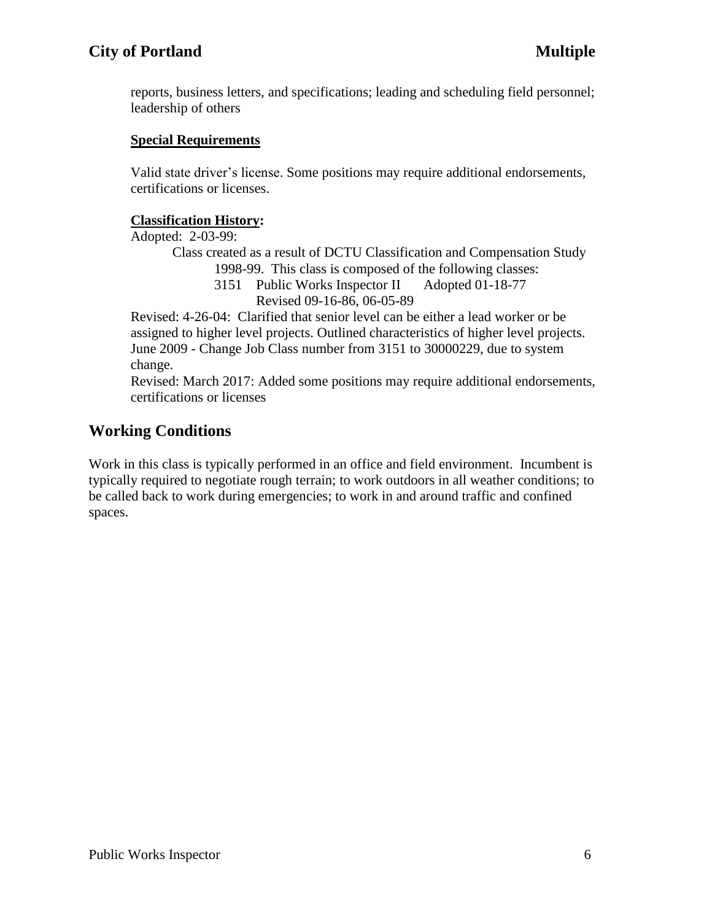reports, business letters, and specifications; leading and scheduling field personnel; leadership of others

**Special Requirements**

Valid state driver's license. Some positions may require additional endorsements, certifications or licenses.

**Classification History:**

Adopted: 2-03-99:

Class created as a result of DCTU Classification and Compensation Study 1998-99. This class is composed of the following classes:

3151 Public Works Inspector II Adopted 01-18-77
Revised 09-16-86, 06-05-89

Revised: 4-26-04: Clarified that senior level can be either a lead worker or be assigned to higher level projects. Outlined characteristics of higher level projects.
June 2009 - Change Job Class number from 3151 to 30000229, due to system change.
Revised: March 2017: Added some positions may require additional endorsements, certifications or licenses

## Working Conditions

Work in this class is typically performed in an office and field environment. Incumbent is typically required to negotiate rough terrain; to work outdoors in all weather conditions; to be called back to work during emergencies; to work in and around traffic and confined spaces.